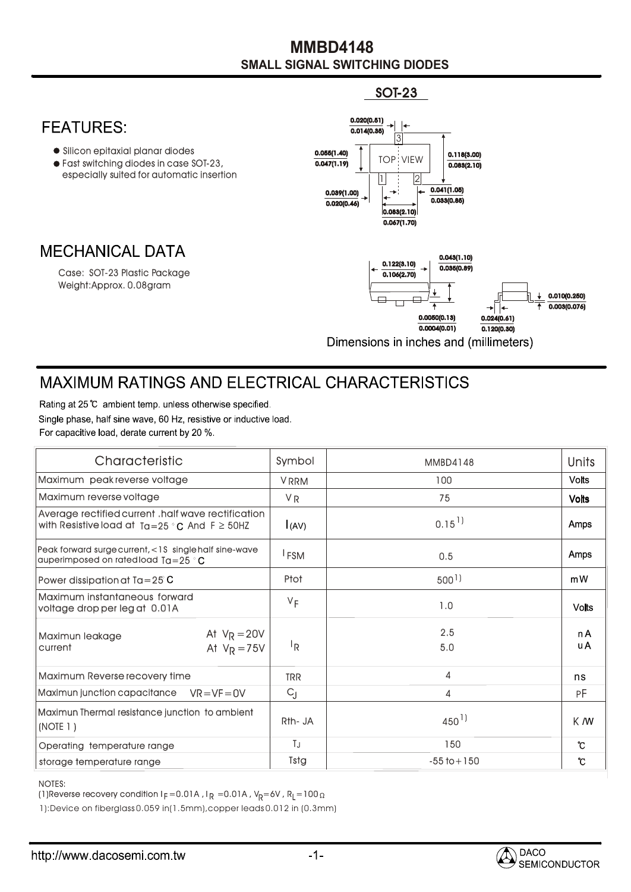# MMBD4148

## SMALL SIGNAL SWITCHING DIODES

SOT-23

## FEATURES:

- Silicon epitaxial planar diodes
- Fast switching diodes in case SOT-23, especially suited for automatic insertion

## MECHANICAL DATA

Case: SOT-23 Plastic Package

Weight:Approx. 0.08gram

Dimensions in inches and (millimeters)

## MAXIMUM RATINGS AND ELECTRICAL CHARACTERISTICS

Rating at 25℃ ambient temp. unless otherwise specified.

Single phase, half sine wave, 60 Hz, resistive or inductive load.

For capacitive load, derate current by 20 %.

| Characteristic | Symbol | MMBD4148 | Units |
|---|---|---|---|
| Maximum peak reverse voltage | $V_{RRM}$ | 100 | Volts |
| Maximum reverse voltage | $V_R$ | 75 | Volts |
| Average rectified current ,half wave rectification with Resistive load at Ta=25°C And F ≥ 50HZ | $I_{(AV)}$ | 0.15 [1)] | Amps |
| Peak forward surge current,<1S single half sine-wave auperimposed on rated load Ta=25°C | $I_{FSM}$ | 0.5 | Amps |
| Power dissipation at Ta=25°C | Ptot | 500 [1)] | mW |
| Maximum instantaneous forward voltage drop per leg at 0.01A | $V_F$ | 1.0 | Volts |
| Maximun leakage current At $V_R$=20V | $I_R$ | 2.5 | nA |
| Maximun leakage current At $V_R$=75V | $I_R$ | 5.0 | uA |
| Maximum Reverse recovery time | TRR | 4 | ns |
| Maximun junction capacitance VR=VF=0V | $C_J$ | 4 | PF |
| Maximun Thermal resistance junction to ambient (NOTE 1) | Rth- JA | 450 [1)] | K/W |
| Operating temperature range | $T_J$ | 150 | ℃ |
| storage temperature range | Tstg | -55 to+150 | ℃ |

NOTES:

(1)Reverse recovery condition $I_F$=0.01A , $I_R$ =0.01A , $V_R$=6V , $R_L$=100Ω

1):Device on fiberglass 0.059 in(1.5mm),copper leads 0.012 in (0.3mm)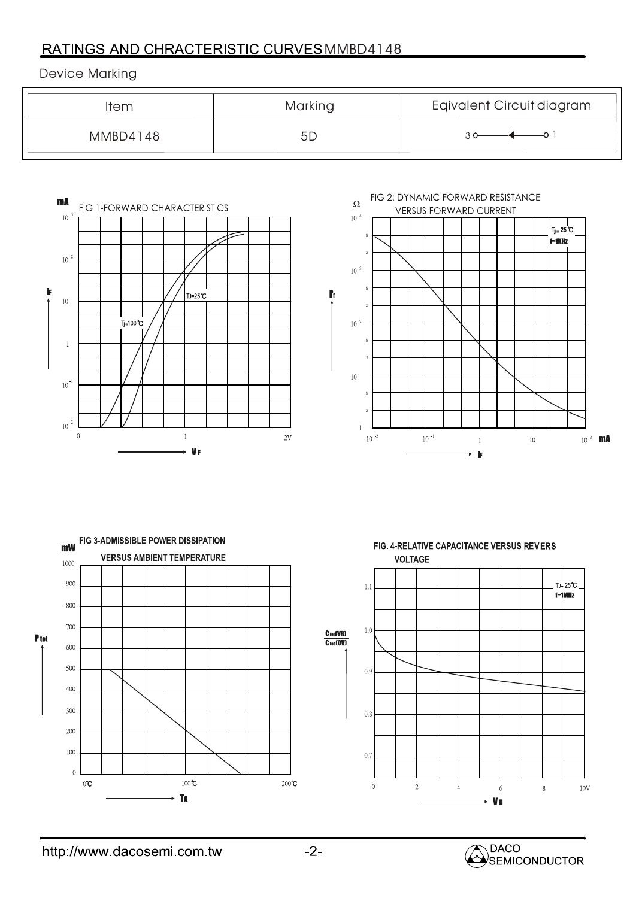## RATINGS AND CHRACTERISTIC CURVES MMBD4148

Device Marking

| Item | Marking | Eqivalent Circuit diagram |
| --- | --- | --- |
| MMBD4148 | 5D | 3 o——◄——o 1 |

FIG 1-FORWARD CHARACTERISTICS

FIG 2: DYNAMIC FORWARD RESISTANCE VERSUS FORWARD CURRENT

FIG 3-ADMISSIBLE POWER DISSIPATION VERSUS AMBIENT TEMPERATURE

FIG. 4-RELATIVE CAPACITANCE VERSUS REVERS VOLTAGE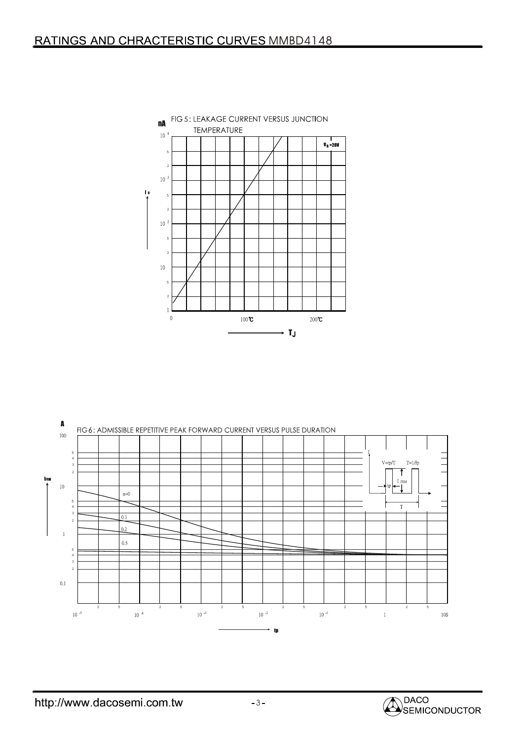# RATINGS AND CHRACTERISTIC CURVES MMBD4148

FIG 5: LEAKAGE CURRENT VERSUS JUNCTION TEMPERATURE

nA

$I_R$

$V_R = 20V$

$10^4$
5
2
$10^3$
5
2
$10^2$
5
2
10
5
2
1

0
100℃
200℃

$T_J$

FIG 6: ADMISSIBLE REPETITIVE PEAK FORWARD CURRENT VERSUS PULSE DURATION

A

$I_{FRM}$

100
5
4
3
2
10
5
4
3
2
1
5
4
3
2
0.1

n=0
0.1
0.2
0.5

V=tp/T    T=1/fp

I

$I_{FRM}$

tp

T

$10^{-5}$ 2 5 $10^{-4}$ 2 5 $10^{-3}$ 2 5 $10^{-2}$ 2 5 $10^{-1}$ 2 5 1 2 5 10S

tp